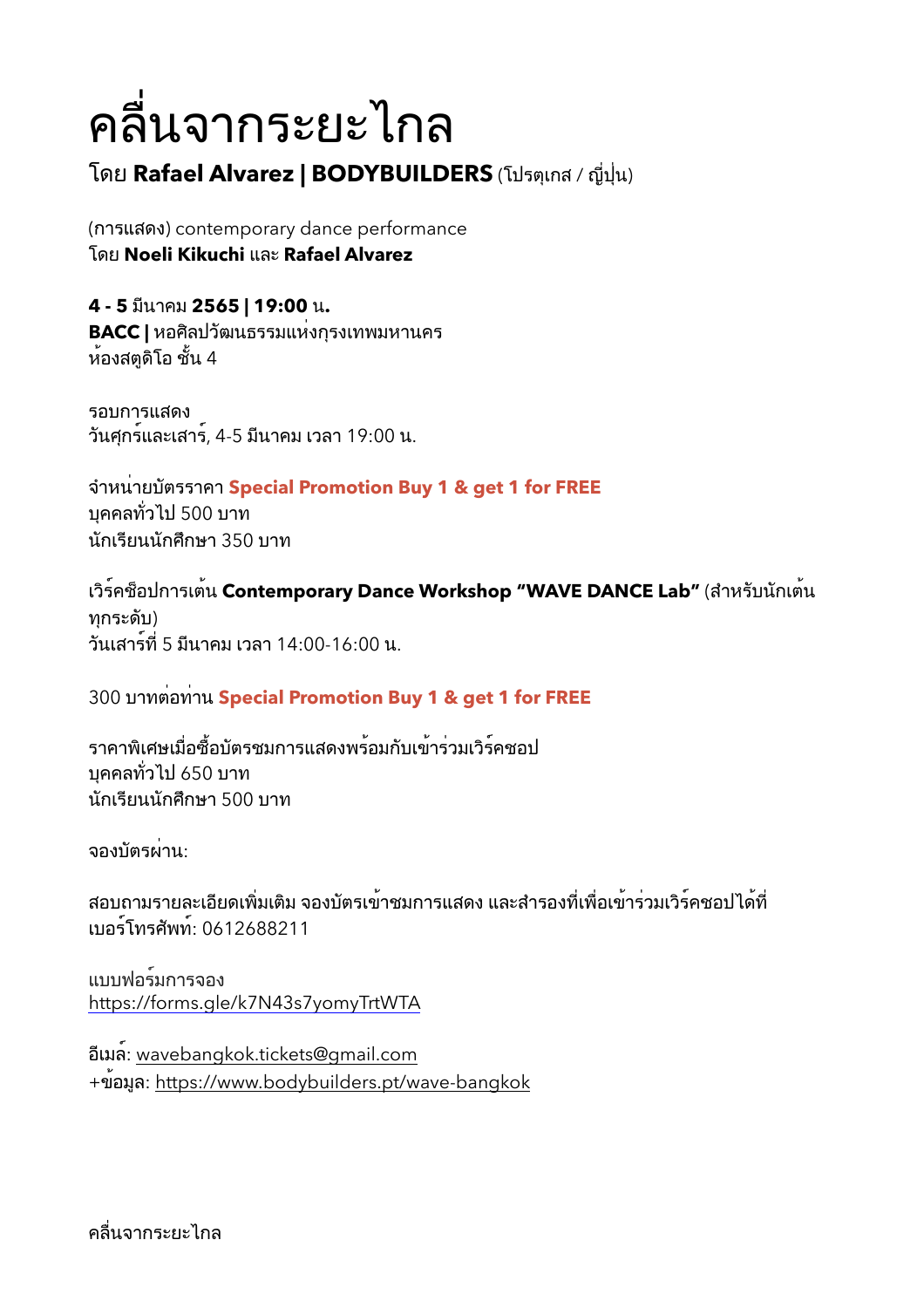# คลื่นจากระยะไกล

โดย **Rafael Alvarez | BODYBUILDERS** (โปรตุเกส / ญี่ปุ่น)

(การแสดง) contemporary dance performance
โดย **Noeli Kikuchi** และ **Rafael Alvarez**

**4 - 5** มีนาคม **2565 | 19:00** น.
**BACC |** หอศิลปวัฒนธรรมแห่งกรุงเทพมหานคร
ห้องสตูดิโอ ชั้น 4

รอบการแสดง
วันศุกร์และเสาร์, 4-5 มีนาคม เวลา 19:00 น.

จำหน่ายบัตรราคา **Special Promotion Buy 1 & get 1 for FREE**
บุคคลทั่วไป 500 บาท
นักเรียนนักศึกษา 350 บาท

เวิร์คช็อปการเต้น **Contemporary Dance Workshop "WAVE DANCE Lab"** (สำหรับนักเต้นทุกระดับ)
วันเสาร์ที่ 5 มีนาคม เวลา 14:00-16:00 น.

300 บาทต่อท่าน **Special Promotion Buy 1 & get 1 for FREE**

ราคาพิเศษเมื่อซื้อบัตรชมการแสดงพร้อมกับเข้าร่วมเวิร์คชอป
บุคคลทั่วไป 650 บาท
นักเรียนนักศึกษา 500 บาท

จองบัตรผ่าน:

สอบถามรายละเอียดเพิ่มเติม จองบัตรเข้าชมการแสดง และสำรองที่เพื่อเข้าร่วมเวิร์คชอปได้ที่
เบอร์โทรศัพท์: 0612688211

แบบฟอร์มการจอง
https://forms.gle/k7N43s7yomyTrtWTA

อีเมล์: wavebangkok.tickets@gmail.com
+ข้อมูล: https://www.bodybuilders.pt/wave-bangkok

คลื่นจากระยะไกล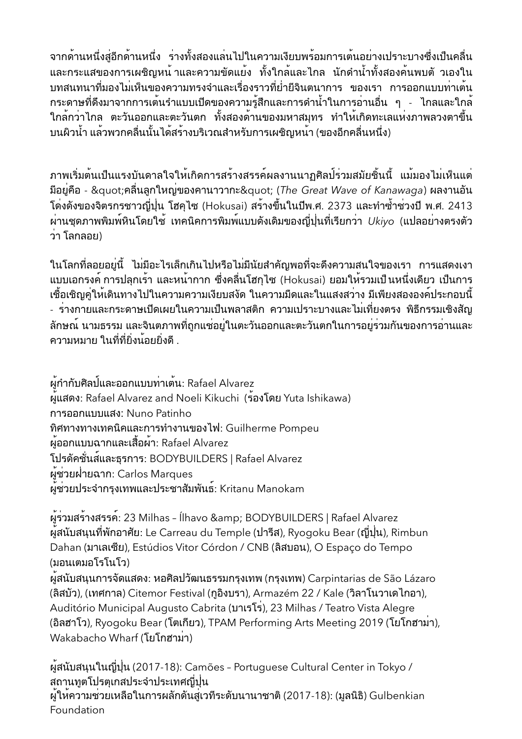จากด้านหนึ่งสู่อีกด้านหนึ่ง ร่างทั้งสองแล่นไปในความเงียบพร้อมการเต้นอย่างเปราะบางซึ่งเป็นคลื่นและกระแสของการเผชิญหน้าและความขัดแย้ง ทั้งใกล้และไกล นักดำน้ำทั้งสองค้นพบตัวเองในบทสนทนาที่มองไม่เห็นของความทรงจำและเรื่องราวที่ย่ำยีจินตนาการ ของเรา การออกแบบท่าเต้นกระดาษที่ดึงมาจากการเต้นรำแบบเปิดของความรู้สึกและการดำน้ำในการอ่านอื่น ๆ - ไกลและใกล้ ใกล้กว่าไกล ตะวันออกและตะวันตก ทั้งสองด้านของมหาสมุทร ทำให้เกิดทะเลแห่งภาพลวงตาขึ้นบนผิวน้ำ แล้วพวกคลื่นนั้นได้สร้างบริเวณสำหรับการเผชิญหน้า (ของอีกคลื่นหนึ่ง)

ภาพเริ่มต้นเป็นแรงบันดาลใจให้เกิดการสร้างสรรค์ผลงานนาฏศิลป์ร่วมสมัยชิ้นนี้ แม้มองไม่เห็นแต่มีอยู่คือ - &quot;คลื่นลูกใหญ่ของคานาวากะ&quot; (*The Great Wave of Kanawaga*) ผลงานอันโด่งดังของจิตรกรชาวญี่ปุ่น โฮคุไซ (Hokusai) สร้างขึ้นในปีพ.ศ. 2373 และทำซ้ำช่วงปี พ.ศ. 2413 ผ่านชุดภาพพิมพ์หินโดยใช้ เทคนิคการพิมพ์แบบดั้งเดิมของญี่ปุ่นที่เรียกว่า *Ukiyo* (แปลอย่างตรงตัวว่า โลกลอย)

ในโลกที่ลอยอยู่นี้ ไม่มีอะไรเล็กเกินไปหรือไม่มีนัยสำคัญพอที่จะดึงความสนใจของเรา การแสดงเงาแบบเอกรงค์ การปลุกเร้า และหน้ากาก ซึ่งคลื่นโฮกุไซ (Hokusai) ยอมให้รวมเป็นหนึ่งเดียว เป็นการเชื้อเชิญคู่ให้เดินทางไปในความความเงียบสงัด ในความมืดและในแสงสว่าง มีเพียงสององค์ประกอบนี้ - ร่างกายและกระดาษเปิดเผยในความเป็นพลาสติก ความเปราะบางและไม่เที่ยงตรง พิธีกรรมเชิงสัญลักษณ์ นามธรรม และจินตภาพที่ถูกแช่อยู่ในตะวันออกและตะวันตกในการอยู่ร่วมกันของการอ่านและความหมาย ในที่ที่ยิ่งน้อยยิ่งดี .

ผู้กำกับศิลป์และออกแบบท่าเต้น: Rafael Alvarez
ผู้แสดง: Rafael Alvarez and Noeli Kikuchi (ร้องโดย Yuta Ishikawa)
การออกแบบแสง: Nuno Patinho
ทิศทางทางเทคนิคและการทำงานของไฟ: Guilherme Pompeu
ผู้ออกแบบฉากและเสื้อผ้า: Rafael Alvarez
โปรดัคชั่นส์และธุรการ: BODYBUILDERS | Rafael Alvarez
ผู้ช่วยฝ่ายฉาก: Carlos Marques
ผู้ช่วยประจำกรุงเทพและประชาสัมพันธ์: Kritanu Manokam

ผู้ร่วมสร้างสรรค์: 23 Milhas – Ílhavo &amp; BODYBUILDERS | Rafael Alvarez
ผู้สนับสนุนที่พักอาศัย: Le Carreau du Temple (ปารีส), Ryogoku Bear (ญี่ปุ่น), Rimbun Dahan (มาเลเซีย), Estúdios Vitor Córdon / CNB (ลิสบอน), O Espaço do Tempo (มอนเตมอโรโนโว)
ผู้สนับสนุนการจัดแสดง: หอศิลปวัฒนธรรมกรุงเทพ (กรุงเทพ) Carpintarias de São Lázaro (ลิสบัว), (เทศกาล) Citemor Festival (กุอิงบรา), Armazém 22 / Kale (วิลาโนวาเดไกอา), Auditório Municipal Augusto Cabrita (บาเรโร่), 23 Milhas / Teatro Vista Alegre (อิลฮาโว), Ryogoku Bear (โตเกียว), TPAM Performing Arts Meeting 2019 (โยโกฮาม่า), Wakabacho Wharf (โยโกฮาม่า)

ผู้สนับสนุนในญี่ปุ่น (2017-18): Camões – Portuguese Cultural Center in Tokyo / สถานทูตโปรตุเกสประจำประเทศญี่ปุ่น
ผู้ให้ความช่วยเหลือในการผลักดันสู่เวทีระดับนานาชาติ (2017-18): (มูลนิธิ) Gulbenkian Foundation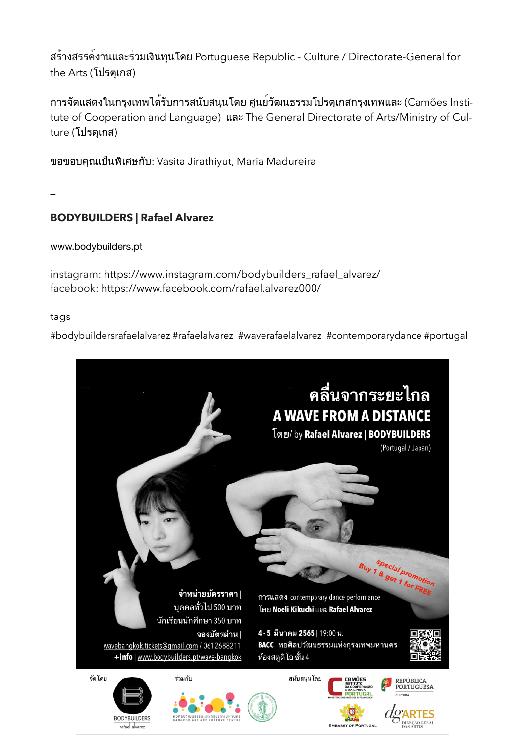สร้างสรรค์งานและร่วมเงินทุนโดย Portuguese Republic - Culture / Directorate-General for the Arts (โปรตุเกส)

การจัดแสดงในกรุงเทพได้รับการสนับสนุนโดย ศูนย์วัฒนธรรมโปรตุเกสกรุงเทพและ (Camões Institute of Cooperation and Language) และ The General Directorate of Arts/Ministry of Culture (โปรตุเกส)

ขอขอบคุณเป็นพิเศษกับ: Vasita Jirathiyut, Maria Madureira

–

**BODYBUILDERS | Rafael Alvarez**

www.bodybuilders.pt

instagram: https://www.instagram.com/bodybuilders_rafael_alvarez/
facebook: https://www.facebook.com/rafael.alvarez000/

tags

#bodybuildersrafaelalvarez #rafaelalvarez #waverafaelalvarez #contemporarydance #portugal

# คลื่นจากระยะไกล
# A WAVE FROM A DISTANCE

โดย/ by **Rafael Alvarez | BODYBUILDERS**
(Portugal / Japan)

Special promotion
Buy 1 & get 1 for FREE

**จำหน่ายบัตรราคา** |
บุคคลทั่วไป 500 บาท
นักเรียนนักศึกษา 350 บาท
**จองบัตรผ่าน** |
wavebangkok.tickets@gmail.com / 0612688211
**+info** | www.bodybuilders.pt/wave-bangkok

การแสดง contemporary dance performance
โดย **Noeli Kikuchi** และ **Rafael Alvarez**

**4 - 5 มีนาคม 2565** | 19:00 น.
**BACC** | หอศิลปวัฒนธรรมแห่งกรุงเทพมหานคร
ห้องสตูดิโอ ชั้น 4

จัดโดย BODYBUILDERS rafael alvarez

ร่วมกับ หอศิลปวัฒนธรรมแห่งกรุงเทพมหานคร BANGKOK ART AND CULTURE CENTRE

สนับสนุนโดย CAMÕES INSTITUTO DA COOPERAÇÃO E DA LÍNGUA PORTUGAL · REPÚBLICA PORTUGUESA CULTURA · EMBASSY OF PORTUGAL · dgARTES DIREÇÃO-GERAL DAS ARTES